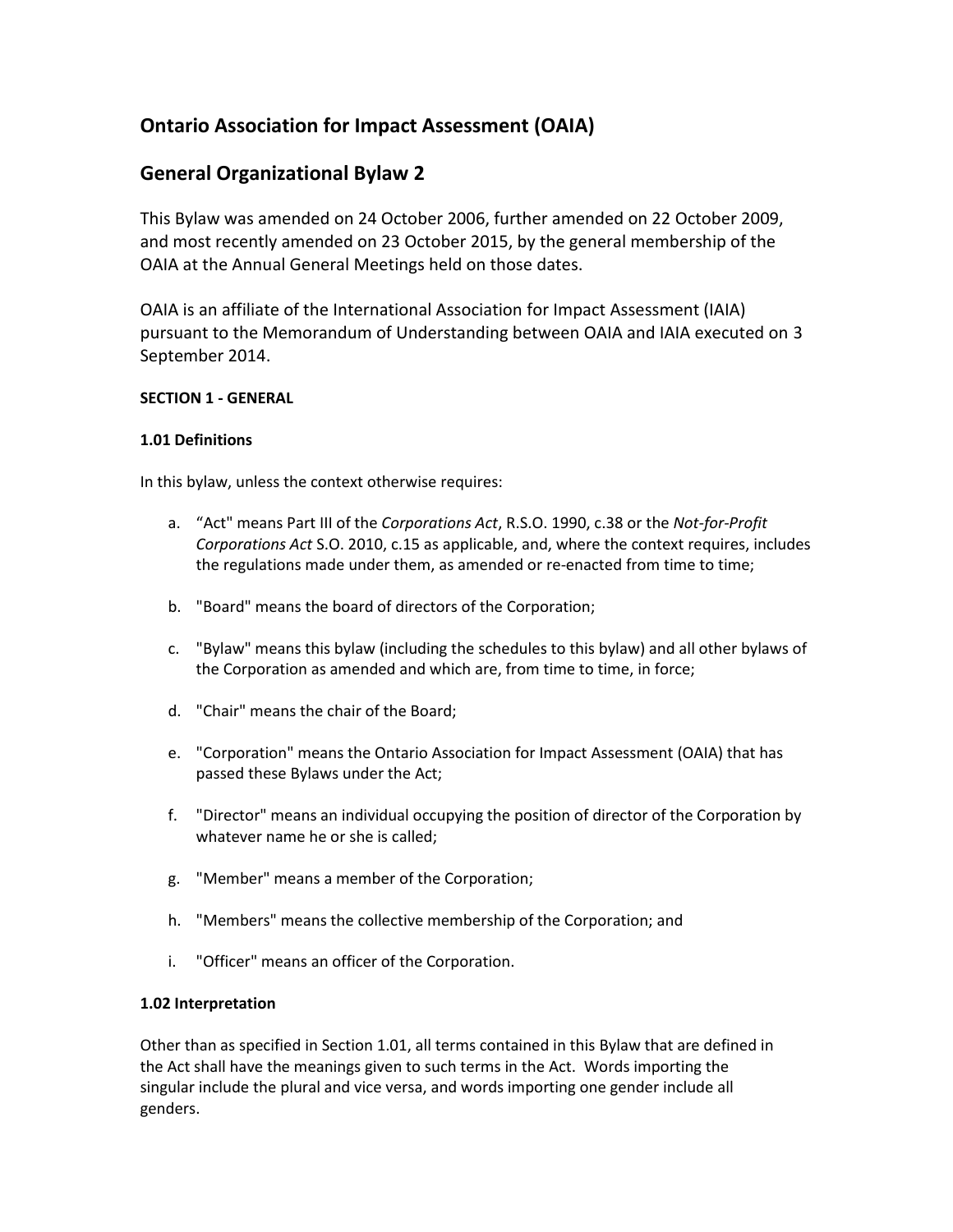## Ontario Association for Impact Assessment (OAIA)

## General Organizational Bylaw 2

This Bylaw was amended on 24 October 2006, further amended on 22 October 2009, and most recently amended on 23 October 2015, by the general membership of the OAIA at the Annual General Meetings held on those dates.

OAIA is an affiliate of the International Association for Impact Assessment (IAIA) pursuant to the Memorandum of Understanding between OAIA and IAIA executed on 3 September 2014.

**SECTION 1 - GENERAL**

**1.01 Definitions**

In this bylaw, unless the context otherwise requires:

a. "Act" means Part III of the *Corporations Act*, R.S.O. 1990, c.38 or the *Not-for-Profit Corporations Act* S.O. 2010, c.15 as applicable, and, where the context requires, includes the regulations made under them, as amended or re-enacted from time to time;

b. "Board" means the board of directors of the Corporation;

c. "Bylaw" means this bylaw (including the schedules to this bylaw) and all other bylaws of the Corporation as amended and which are, from time to time, in force;

d. "Chair" means the chair of the Board;

e. "Corporation" means the Ontario Association for Impact Assessment (OAIA) that has passed these Bylaws under the Act;

f. "Director" means an individual occupying the position of director of the Corporation by whatever name he or she is called;

g. "Member" means a member of the Corporation;

h. "Members" means the collective membership of the Corporation; and

i. "Officer" means an officer of the Corporation.

**1.02 Interpretation**

Other than as specified in Section 1.01, all terms contained in this Bylaw that are defined in the Act shall have the meanings given to such terms in the Act. Words importing the singular include the plural and vice versa, and words importing one gender include all genders.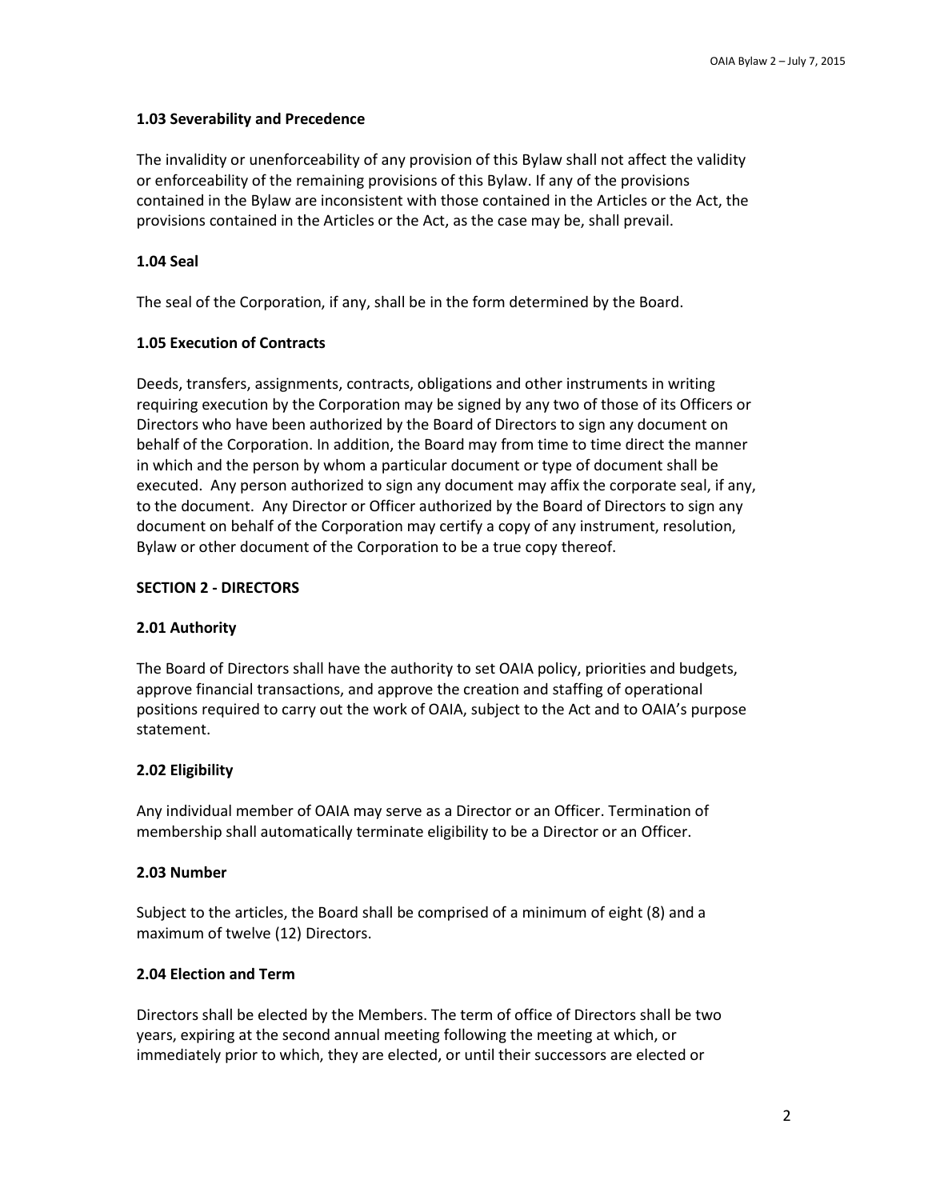### 1.03 Severability and Precedence

The invalidity or unenforceability of any provision of this Bylaw shall not affect the validity or enforceability of the remaining provisions of this Bylaw. If any of the provisions contained in the Bylaw are inconsistent with those contained in the Articles or the Act, the provisions contained in the Articles or the Act, as the case may be, shall prevail.

### 1.04 Seal

The seal of the Corporation, if any, shall be in the form determined by the Board.

### 1.05 Execution of Contracts

Deeds, transfers, assignments, contracts, obligations and other instruments in writing requiring execution by the Corporation may be signed by any two of those of its Officers or Directors who have been authorized by the Board of Directors to sign any document on behalf of the Corporation. In addition, the Board may from time to time direct the manner in which and the person by whom a particular document or type of document shall be executed. Any person authorized to sign any document may affix the corporate seal, if any, to the document. Any Director or Officer authorized by the Board of Directors to sign any document on behalf of the Corporation may certify a copy of any instrument, resolution, Bylaw or other document of the Corporation to be a true copy thereof.

## SECTION 2 - DIRECTORS

### 2.01 Authority

The Board of Directors shall have the authority to set OAIA policy, priorities and budgets, approve financial transactions, and approve the creation and staffing of operational positions required to carry out the work of OAIA, subject to the Act and to OAIA's purpose statement.

### 2.02 Eligibility

Any individual member of OAIA may serve as a Director or an Officer. Termination of membership shall automatically terminate eligibility to be a Director or an Officer.

### 2.03 Number

Subject to the articles, the Board shall be comprised of a minimum of eight (8) and a maximum of twelve (12) Directors.

### 2.04 Election and Term

Directors shall be elected by the Members. The term of office of Directors shall be two years, expiring at the second annual meeting following the meeting at which, or immediately prior to which, they are elected, or until their successors are elected or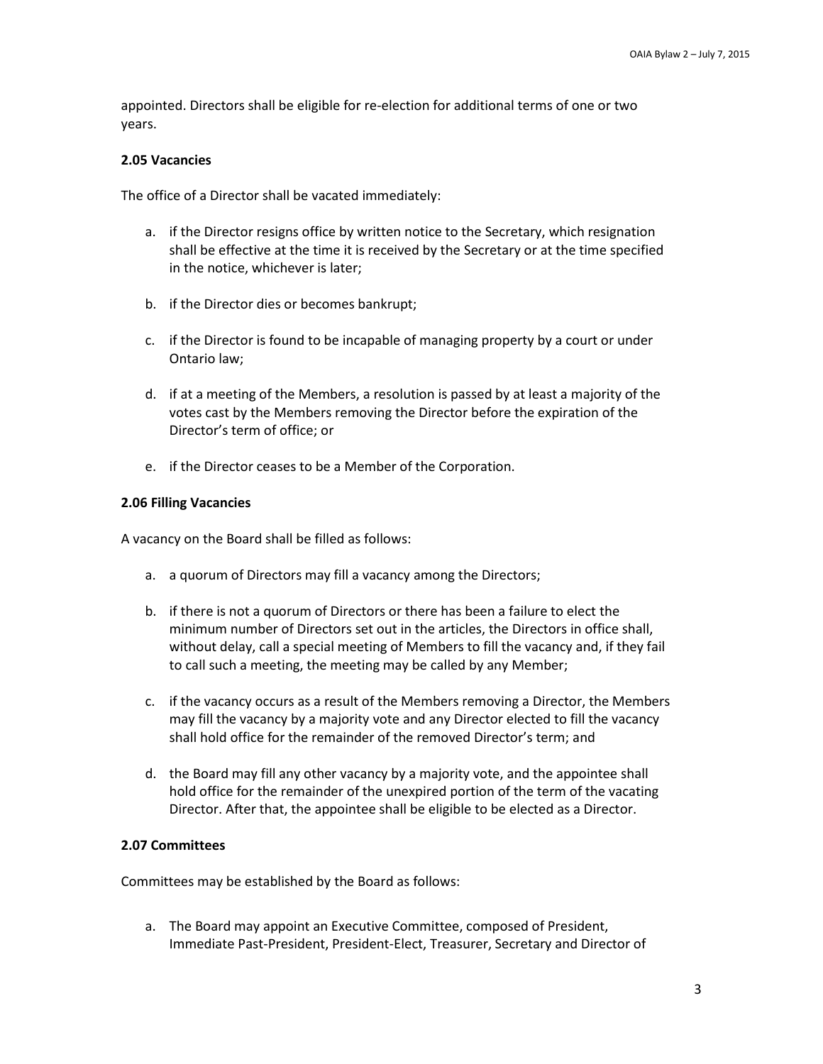appointed. Directors shall be eligible for re-election for additional terms of one or two years.

### 2.05 Vacancies

The office of a Director shall be vacated immediately:

a. if the Director resigns office by written notice to the Secretary, which resignation shall be effective at the time it is received by the Secretary or at the time specified in the notice, whichever is later;

b. if the Director dies or becomes bankrupt;

c. if the Director is found to be incapable of managing property by a court or under Ontario law;

d. if at a meeting of the Members, a resolution is passed by at least a majority of the votes cast by the Members removing the Director before the expiration of the Director's term of office; or

e. if the Director ceases to be a Member of the Corporation.

### 2.06 Filling Vacancies

A vacancy on the Board shall be filled as follows:

a. a quorum of Directors may fill a vacancy among the Directors;

b. if there is not a quorum of Directors or there has been a failure to elect the minimum number of Directors set out in the articles, the Directors in office shall, without delay, call a special meeting of Members to fill the vacancy and, if they fail to call such a meeting, the meeting may be called by any Member;

c. if the vacancy occurs as a result of the Members removing a Director, the Members may fill the vacancy by a majority vote and any Director elected to fill the vacancy shall hold office for the remainder of the removed Director's term; and

d. the Board may fill any other vacancy by a majority vote, and the appointee shall hold office for the remainder of the unexpired portion of the term of the vacating Director. After that, the appointee shall be eligible to be elected as a Director.

### 2.07 Committees

Committees may be established by the Board as follows:

a. The Board may appoint an Executive Committee, composed of President, Immediate Past-President, President-Elect, Treasurer, Secretary and Director of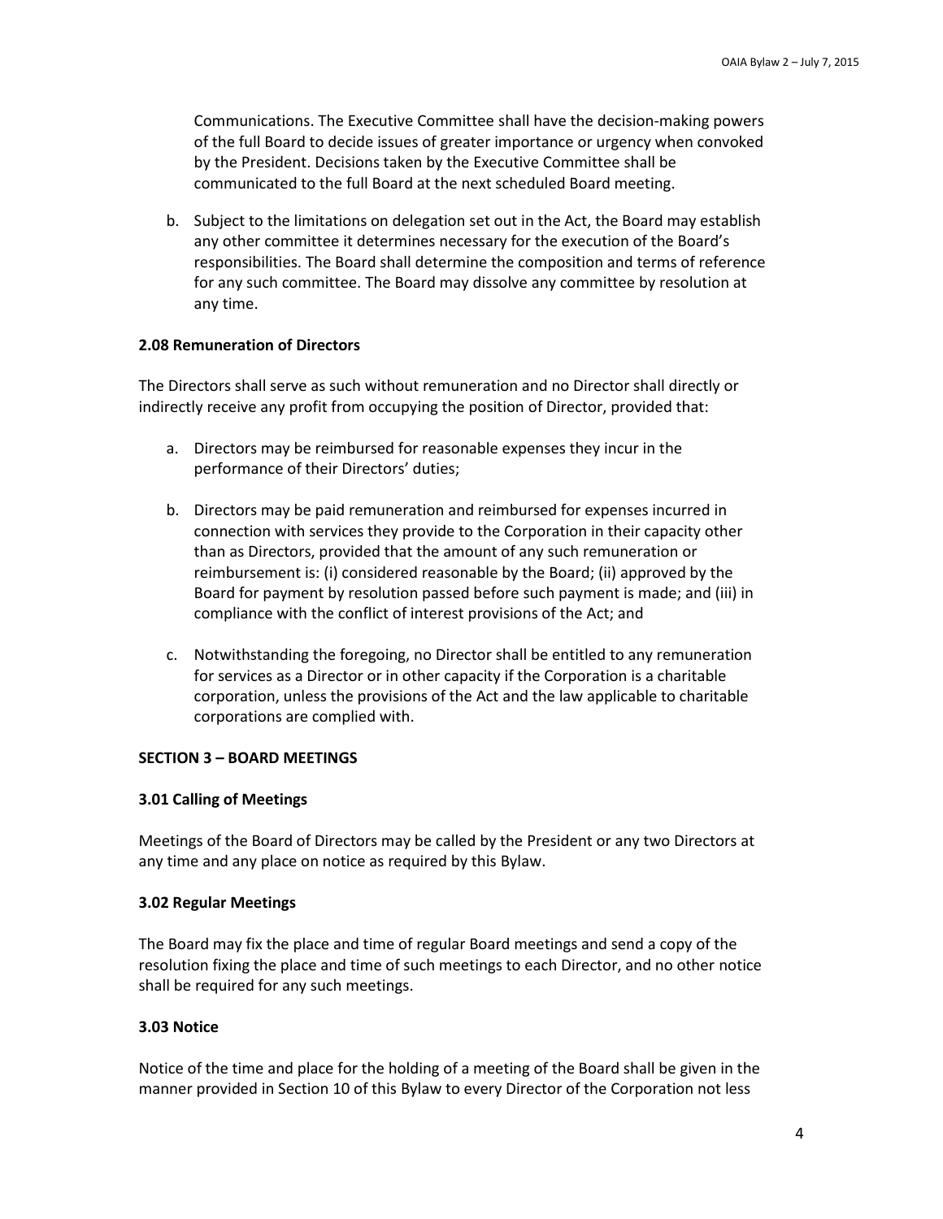Communications. The Executive Committee shall have the decision-making powers of the full Board to decide issues of greater importance or urgency when convoked by the President. Decisions taken by the Executive Committee shall be communicated to the full Board at the next scheduled Board meeting.

b. Subject to the limitations on delegation set out in the Act, the Board may establish any other committee it determines necessary for the execution of the Board's responsibilities. The Board shall determine the composition and terms of reference for any such committee. The Board may dissolve any committee by resolution at any time.

**2.08 Remuneration of Directors**

The Directors shall serve as such without remuneration and no Director shall directly or indirectly receive any profit from occupying the position of Director, provided that:

a. Directors may be reimbursed for reasonable expenses they incur in the performance of their Directors' duties;

b. Directors may be paid remuneration and reimbursed for expenses incurred in connection with services they provide to the Corporation in their capacity other than as Directors, provided that the amount of any such remuneration or reimbursement is: (i) considered reasonable by the Board; (ii) approved by the Board for payment by resolution passed before such payment is made; and (iii) in compliance with the conflict of interest provisions of the Act; and

c. Notwithstanding the foregoing, no Director shall be entitled to any remuneration for services as a Director or in other capacity if the Corporation is a charitable corporation, unless the provisions of the Act and the law applicable to charitable corporations are complied with.

**SECTION 3 – BOARD MEETINGS**

**3.01 Calling of Meetings**

Meetings of the Board of Directors may be called by the President or any two Directors at any time and any place on notice as required by this Bylaw.

**3.02 Regular Meetings**

The Board may fix the place and time of regular Board meetings and send a copy of the resolution fixing the place and time of such meetings to each Director, and no other notice shall be required for any such meetings.

**3.03 Notice**

Notice of the time and place for the holding of a meeting of the Board shall be given in the manner provided in Section 10 of this Bylaw to every Director of the Corporation not less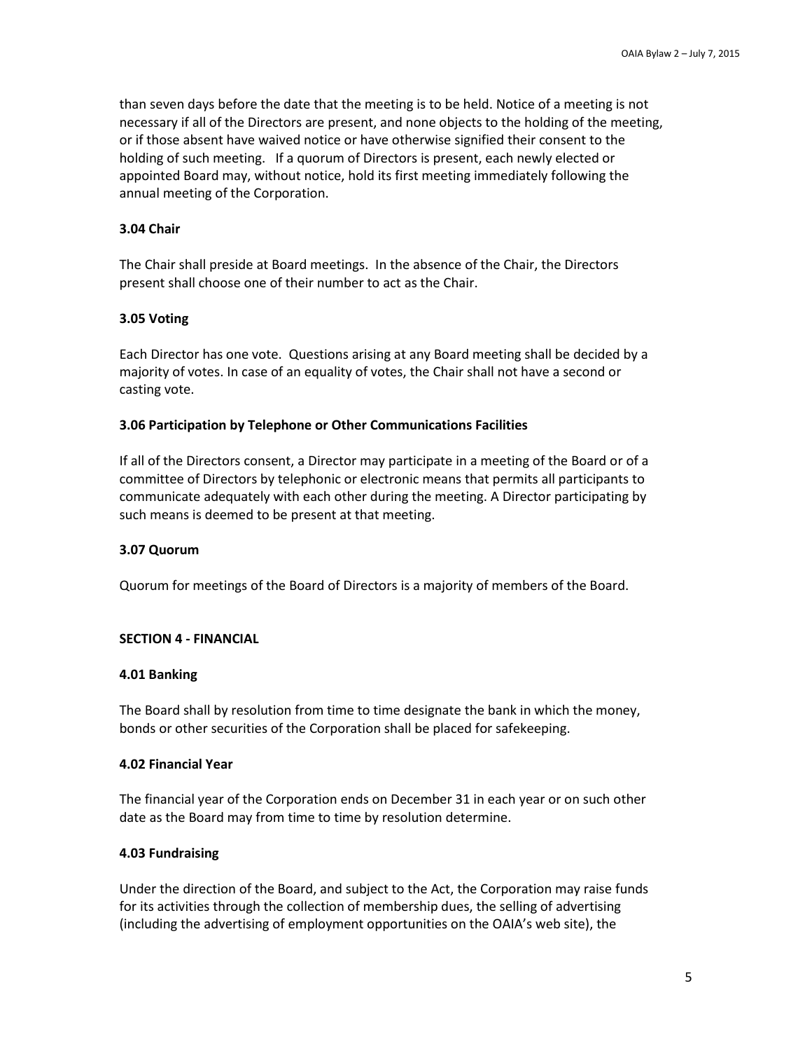than seven days before the date that the meeting is to be held. Notice of a meeting is not necessary if all of the Directors are present, and none objects to the holding of the meeting, or if those absent have waived notice or have otherwise signified their consent to the holding of such meeting. If a quorum of Directors is present, each newly elected or appointed Board may, without notice, hold its first meeting immediately following the annual meeting of the Corporation.

### 3.04 Chair

The Chair shall preside at Board meetings. In the absence of the Chair, the Directors present shall choose one of their number to act as the Chair.

### 3.05 Voting

Each Director has one vote. Questions arising at any Board meeting shall be decided by a majority of votes. In case of an equality of votes, the Chair shall not have a second or casting vote.

### 3.06 Participation by Telephone or Other Communications Facilities

If all of the Directors consent, a Director may participate in a meeting of the Board or of a committee of Directors by telephonic or electronic means that permits all participants to communicate adequately with each other during the meeting. A Director participating by such means is deemed to be present at that meeting.

### 3.07 Quorum

Quorum for meetings of the Board of Directors is a majority of members of the Board.

## SECTION 4 - FINANCIAL

### 4.01 Banking

The Board shall by resolution from time to time designate the bank in which the money, bonds or other securities of the Corporation shall be placed for safekeeping.

### 4.02 Financial Year

The financial year of the Corporation ends on December 31 in each year or on such other date as the Board may from time to time by resolution determine.

### 4.03 Fundraising

Under the direction of the Board, and subject to the Act, the Corporation may raise funds for its activities through the collection of membership dues, the selling of advertising (including the advertising of employment opportunities on the OAIA's web site), the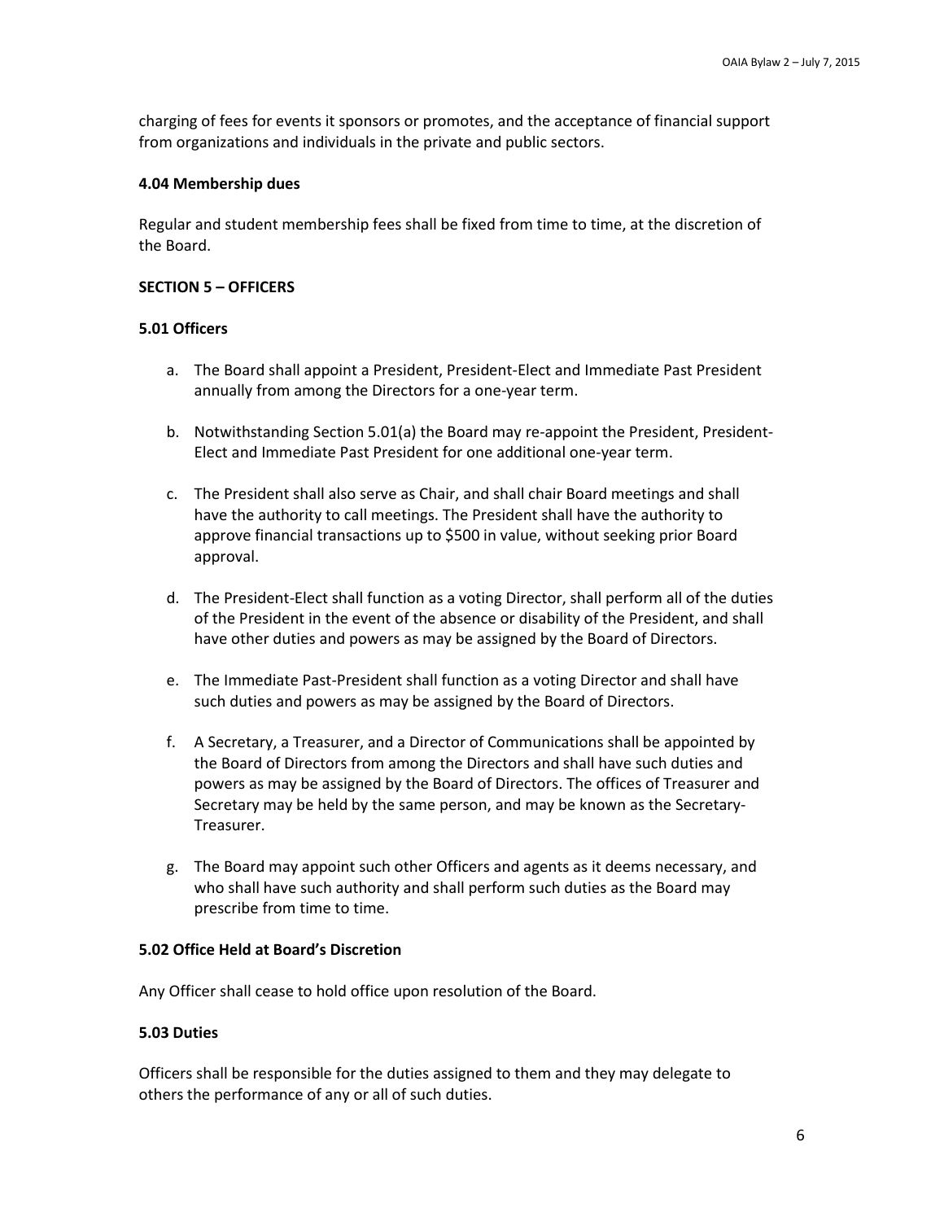charging of fees for events it sponsors or promotes, and the acceptance of financial support from organizations and individuals in the private and public sectors.

**4.04 Membership dues**

Regular and student membership fees shall be fixed from time to time, at the discretion of the Board.

**SECTION 5 – OFFICERS**

**5.01 Officers**

a. The Board shall appoint a President, President-Elect and Immediate Past President annually from among the Directors for a one-year term.

b. Notwithstanding Section 5.01(a) the Board may re-appoint the President, President-Elect and Immediate Past President for one additional one-year term.

c. The President shall also serve as Chair, and shall chair Board meetings and shall have the authority to call meetings. The President shall have the authority to approve financial transactions up to $500 in value, without seeking prior Board approval.

d. The President-Elect shall function as a voting Director, shall perform all of the duties of the President in the event of the absence or disability of the President, and shall have other duties and powers as may be assigned by the Board of Directors.

e. The Immediate Past-President shall function as a voting Director and shall have such duties and powers as may be assigned by the Board of Directors.

f. A Secretary, a Treasurer, and a Director of Communications shall be appointed by the Board of Directors from among the Directors and shall have such duties and powers as may be assigned by the Board of Directors. The offices of Treasurer and Secretary may be held by the same person, and may be known as the Secretary-Treasurer.

g. The Board may appoint such other Officers and agents as it deems necessary, and who shall have such authority and shall perform such duties as the Board may prescribe from time to time.

**5.02 Office Held at Board's Discretion**

Any Officer shall cease to hold office upon resolution of the Board.

**5.03 Duties**

Officers shall be responsible for the duties assigned to them and they may delegate to others the performance of any or all of such duties.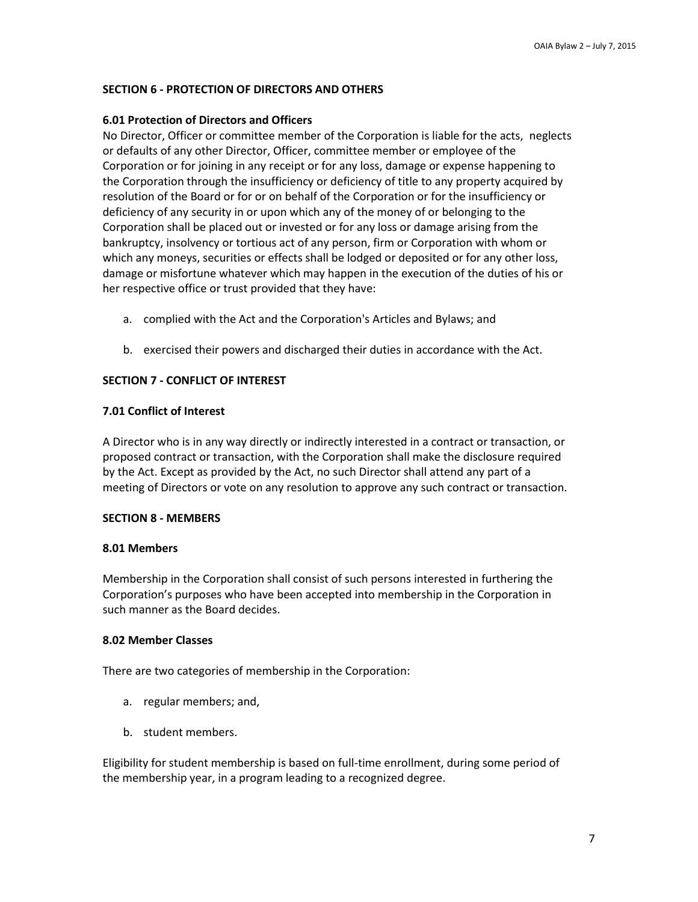## SECTION 6 - PROTECTION OF DIRECTORS AND OTHERS

### 6.01 Protection of Directors and Officers

No Director, Officer or committee member of the Corporation is liable for the acts, neglects or defaults of any other Director, Officer, committee member or employee of the Corporation or for joining in any receipt or for any loss, damage or expense happening to the Corporation through the insufficiency or deficiency of title to any property acquired by resolution of the Board or for or on behalf of the Corporation or for the insufficiency or deficiency of any security in or upon which any of the money of or belonging to the Corporation shall be placed out or invested or for any loss or damage arising from the bankruptcy, insolvency or tortious act of any person, firm or Corporation with whom or which any moneys, securities or effects shall be lodged or deposited or for any other loss, damage or misfortune whatever which may happen in the execution of the duties of his or her respective office or trust provided that they have:

a. complied with the Act and the Corporation's Articles and Bylaws; and

b. exercised their powers and discharged their duties in accordance with the Act.

## SECTION 7 - CONFLICT OF INTEREST

### 7.01 Conflict of Interest

A Director who is in any way directly or indirectly interested in a contract or transaction, or proposed contract or transaction, with the Corporation shall make the disclosure required by the Act. Except as provided by the Act, no such Director shall attend any part of a meeting of Directors or vote on any resolution to approve any such contract or transaction.

## SECTION 8 - MEMBERS

### 8.01 Members

Membership in the Corporation shall consist of such persons interested in furthering the Corporation's purposes who have been accepted into membership in the Corporation in such manner as the Board decides.

### 8.02 Member Classes

There are two categories of membership in the Corporation:

a. regular members; and,

b. student members.

Eligibility for student membership is based on full-time enrollment, during some period of the membership year, in a program leading to a recognized degree.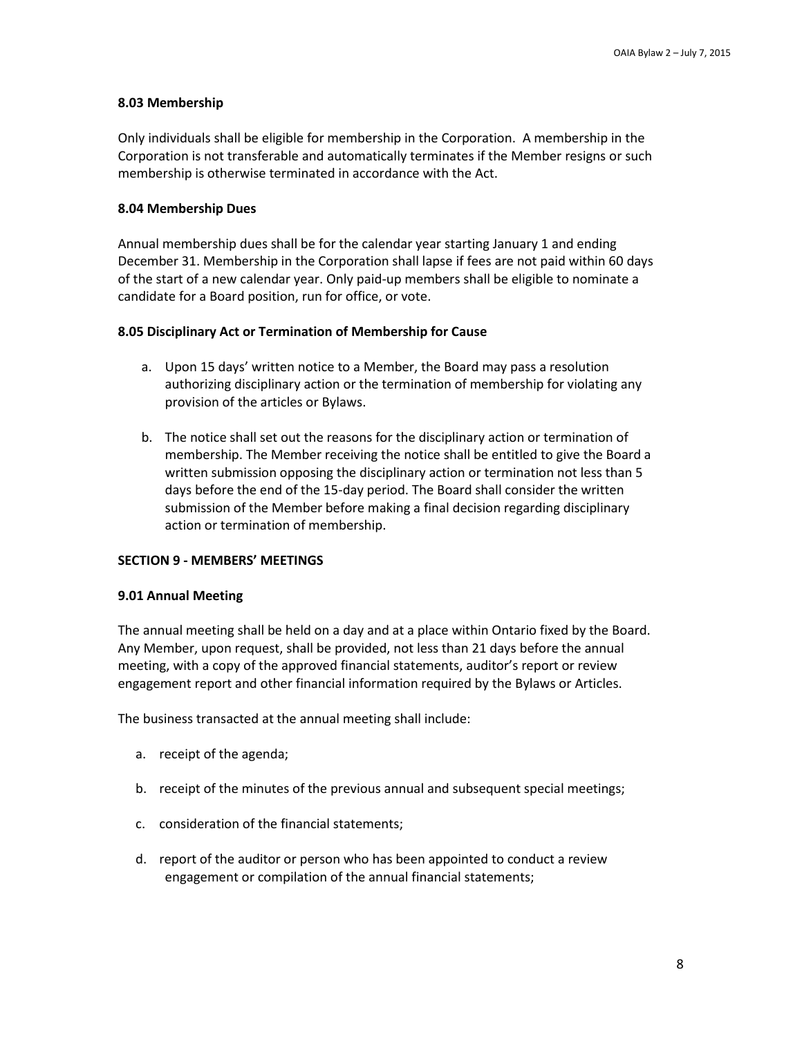#### 8.03 Membership

Only individuals shall be eligible for membership in the Corporation. A membership in the Corporation is not transferable and automatically terminates if the Member resigns or such membership is otherwise terminated in accordance with the Act.

#### 8.04 Membership Dues

Annual membership dues shall be for the calendar year starting January 1 and ending December 31. Membership in the Corporation shall lapse if fees are not paid within 60 days of the start of a new calendar year. Only paid-up members shall be eligible to nominate a candidate for a Board position, run for office, or vote.

#### 8.05 Disciplinary Act or Termination of Membership for Cause

a. Upon 15 days' written notice to a Member, the Board may pass a resolution authorizing disciplinary action or the termination of membership for violating any provision of the articles or Bylaws.

b. The notice shall set out the reasons for the disciplinary action or termination of membership. The Member receiving the notice shall be entitled to give the Board a written submission opposing the disciplinary action or termination not less than 5 days before the end of the 15-day period. The Board shall consider the written submission of the Member before making a final decision regarding disciplinary action or termination of membership.

### SECTION 9 - MEMBERS' MEETINGS

#### 9.01 Annual Meeting

The annual meeting shall be held on a day and at a place within Ontario fixed by the Board. Any Member, upon request, shall be provided, not less than 21 days before the annual meeting, with a copy of the approved financial statements, auditor's report or review engagement report and other financial information required by the Bylaws or Articles.

The business transacted at the annual meeting shall include:

a. receipt of the agenda;

b. receipt of the minutes of the previous annual and subsequent special meetings;

c. consideration of the financial statements;

d. report of the auditor or person who has been appointed to conduct a review engagement or compilation of the annual financial statements;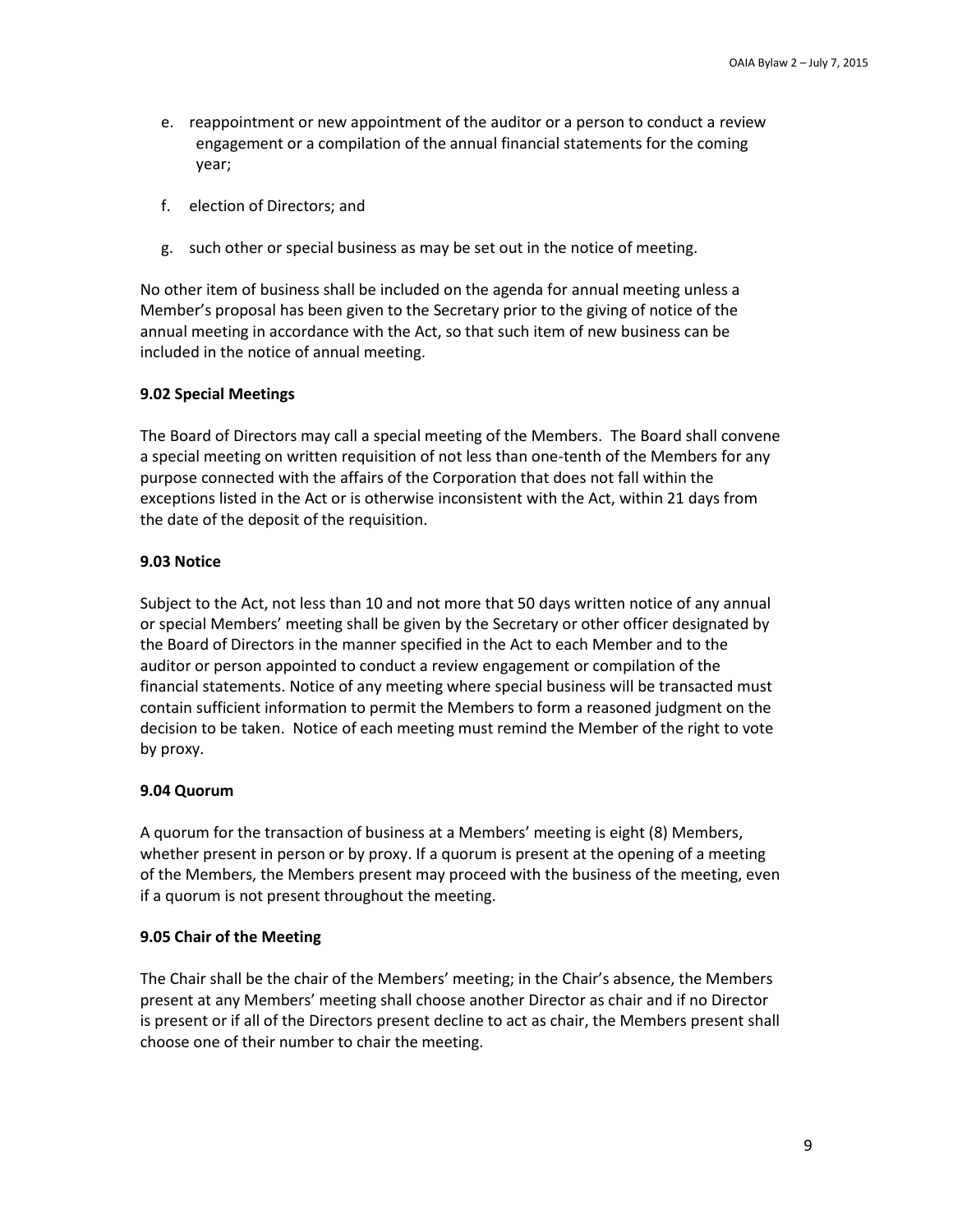e. reappointment or new appointment of the auditor or a person to conduct a review engagement or a compilation of the annual financial statements for the coming year;

f. election of Directors; and

g. such other or special business as may be set out in the notice of meeting.

No other item of business shall be included on the agenda for annual meeting unless a Member's proposal has been given to the Secretary prior to the giving of notice of the annual meeting in accordance with the Act, so that such item of new business can be included in the notice of annual meeting.

**9.02 Special Meetings**

The Board of Directors may call a special meeting of the Members. The Board shall convene a special meeting on written requisition of not less than one-tenth of the Members for any purpose connected with the affairs of the Corporation that does not fall within the exceptions listed in the Act or is otherwise inconsistent with the Act, within 21 days from the date of the deposit of the requisition.

**9.03 Notice**

Subject to the Act, not less than 10 and not more that 50 days written notice of any annual or special Members' meeting shall be given by the Secretary or other officer designated by the Board of Directors in the manner specified in the Act to each Member and to the auditor or person appointed to conduct a review engagement or compilation of the financial statements. Notice of any meeting where special business will be transacted must contain sufficient information to permit the Members to form a reasoned judgment on the decision to be taken. Notice of each meeting must remind the Member of the right to vote by proxy.

**9.04 Quorum**

A quorum for the transaction of business at a Members' meeting is eight (8) Members, whether present in person or by proxy. If a quorum is present at the opening of a meeting of the Members, the Members present may proceed with the business of the meeting, even if a quorum is not present throughout the meeting.

**9.05 Chair of the Meeting**

The Chair shall be the chair of the Members' meeting; in the Chair's absence, the Members present at any Members' meeting shall choose another Director as chair and if no Director is present or if all of the Directors present decline to act as chair, the Members present shall choose one of their number to chair the meeting.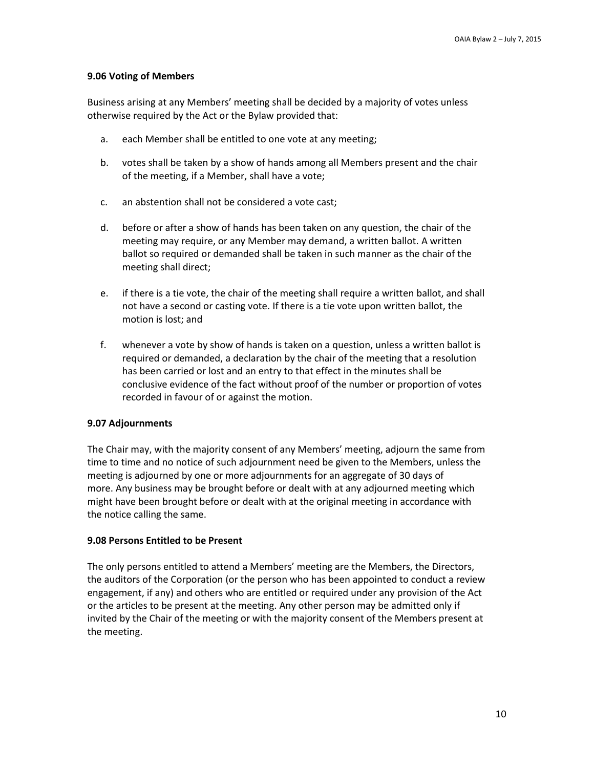**9.06 Voting of Members**

Business arising at any Members' meeting shall be decided by a majority of votes unless otherwise required by the Act or the Bylaw provided that:

a. each Member shall be entitled to one vote at any meeting;

b. votes shall be taken by a show of hands among all Members present and the chair of the meeting, if a Member, shall have a vote;

c. an abstention shall not be considered a vote cast;

d. before or after a show of hands has been taken on any question, the chair of the meeting may require, or any Member may demand, a written ballot. A written ballot so required or demanded shall be taken in such manner as the chair of the meeting shall direct;

e. if there is a tie vote, the chair of the meeting shall require a written ballot, and shall not have a second or casting vote. If there is a tie vote upon written ballot, the motion is lost; and

f. whenever a vote by show of hands is taken on a question, unless a written ballot is required or demanded, a declaration by the chair of the meeting that a resolution has been carried or lost and an entry to that effect in the minutes shall be conclusive evidence of the fact without proof of the number or proportion of votes recorded in favour of or against the motion.

**9.07 Adjournments**

The Chair may, with the majority consent of any Members' meeting, adjourn the same from time to time and no notice of such adjournment need be given to the Members, unless the meeting is adjourned by one or more adjournments for an aggregate of 30 days of more. Any business may be brought before or dealt with at any adjourned meeting which might have been brought before or dealt with at the original meeting in accordance with the notice calling the same.

**9.08 Persons Entitled to be Present**

The only persons entitled to attend a Members' meeting are the Members, the Directors, the auditors of the Corporation (or the person who has been appointed to conduct a review engagement, if any) and others who are entitled or required under any provision of the Act or the articles to be present at the meeting. Any other person may be admitted only if invited by the Chair of the meeting or with the majority consent of the Members present at the meeting.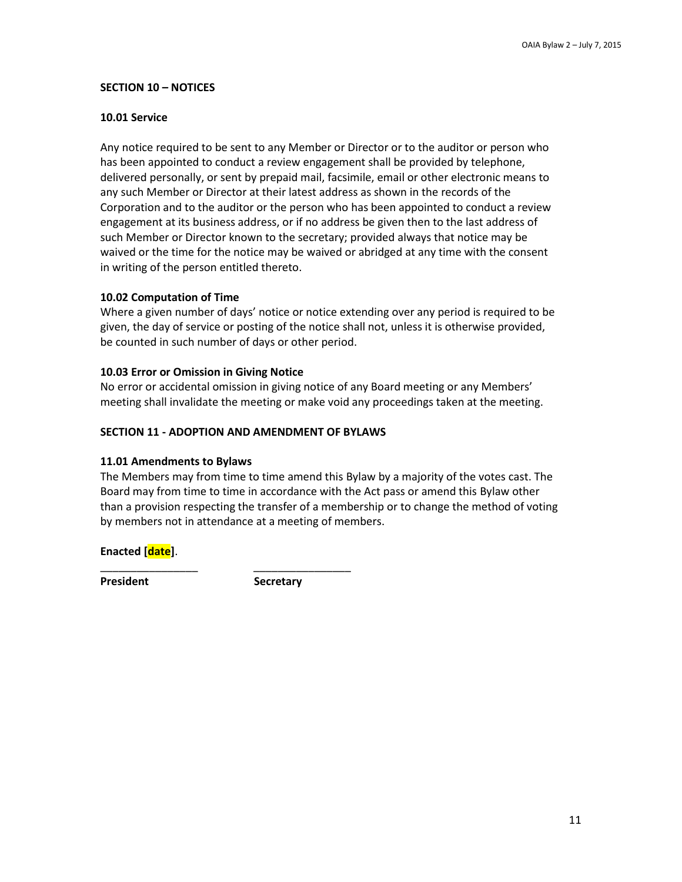## SECTION 10 – NOTICES

### 10.01 Service

Any notice required to be sent to any Member or Director or to the auditor or person who has been appointed to conduct a review engagement shall be provided by telephone, delivered personally, or sent by prepaid mail, facsimile, email or other electronic means to any such Member or Director at their latest address as shown in the records of the Corporation and to the auditor or the person who has been appointed to conduct a review engagement at its business address, or if no address be given then to the last address of such Member or Director known to the secretary; provided always that notice may be waived or the time for the notice may be waived or abridged at any time with the consent in writing of the person entitled thereto.

### 10.02 Computation of Time

Where a given number of days' notice or notice extending over any period is required to be given, the day of service or posting of the notice shall not, unless it is otherwise provided, be counted in such number of days or other period.

### 10.03 Error or Omission in Giving Notice

No error or accidental omission in giving notice of any Board meeting or any Members' meeting shall invalidate the meeting or make void any proceedings taken at the meeting.

## SECTION 11 - ADOPTION AND AMENDMENT OF BYLAWS

### 11.01 Amendments to Bylaws

The Members may from time to time amend this Bylaw by a majority of the votes cast. The Board may from time to time in accordance with the Act pass or amend this Bylaw other than a provision respecting the transfer of a membership or to change the method of voting by members not in attendance at a meeting of members.

**Enacted [date]**.

| | |
|---|---|
| ________________ | ________________ |
| **President** | **Secretary** |